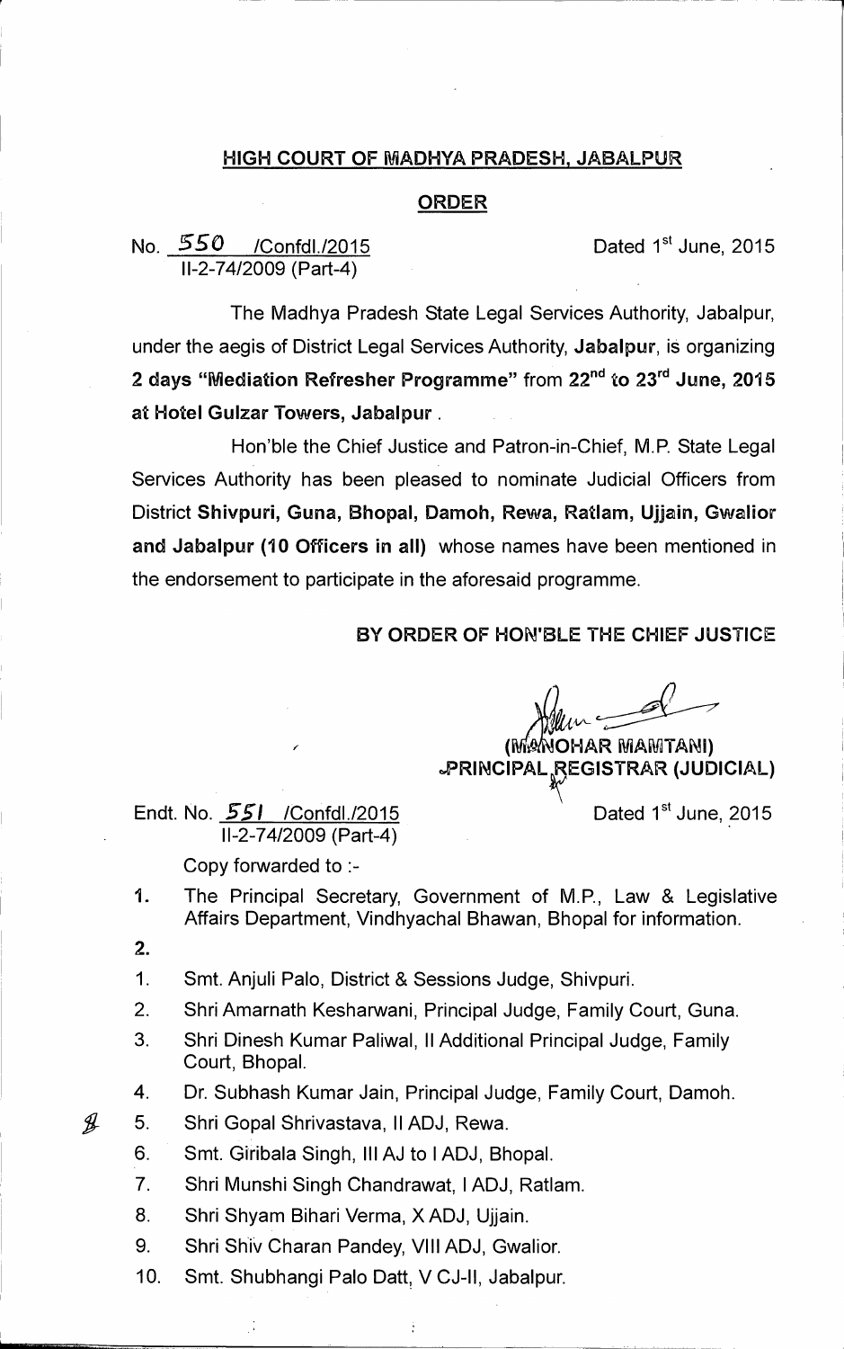## HIGH COURT OF MADHYA PRADESH, JABALPUR

## ORDER

No. 550 /Confdl./2015
II-2-74/2009 (Part-4)

Dated 1st June, 2015

The Madhya Pradesh State Legal Services Authority, Jabalpur, under the aegis of District Legal Services Authority, **Jabalpur**, is organizing **2 days "Mediation Refresher Programme"** from **22nd to 23rd June, 2015 at Hotel Gulzar Towers, Jabalpur** .

Hon'ble the Chief Justice and Patron-in-Chief, M.P. State Legal Services Authority has been pleased to nominate Judicial Officers from District **Shivpuri, Guna, Bhopal, Damoh, Rewa, Ratlam, Ujjain, Gwalior and Jabalpur (10 Officers in all)** whose names have been mentioned in the endorsement to participate in the aforesaid programme.

**BY ORDER OF HON'BLE THE CHIEF JUSTICE**

**(MANOHAR MAMTANI)**
**PRINCIPAL REGISTRAR (JUDICIAL)**

Endt. No. 551 /Confdl./2015
II-2-74/2009 (Part-4)

Dated 1st June, 2015

Copy forwarded to :-

1. The Principal Secretary, Government of M.P., Law & Legislative Affairs Department, Vindhyachal Bhawan, Bhopal for information.

2.

1. Smt. Anjuli Palo, District & Sessions Judge, Shivpuri.
2. Shri Amarnath Kesharwani, Principal Judge, Family Court, Guna.
3. Shri Dinesh Kumar Paliwal, II Additional Principal Judge, Family Court, Bhopal.
4. Dr. Subhash Kumar Jain, Principal Judge, Family Court, Damoh.
5. Shri Gopal Shrivastava, II ADJ, Rewa.
6. Smt. Giribala Singh, III AJ to I ADJ, Bhopal.
7. Shri Munshi Singh Chandrawat, I ADJ, Ratlam.
8. Shri Shyam Bihari Verma, X ADJ, Ujjain.
9. Shri Shiv Charan Pandey, VIII ADJ, Gwalior.
10. Smt. Shubhangi Palo Datt, V CJ-II, Jabalpur.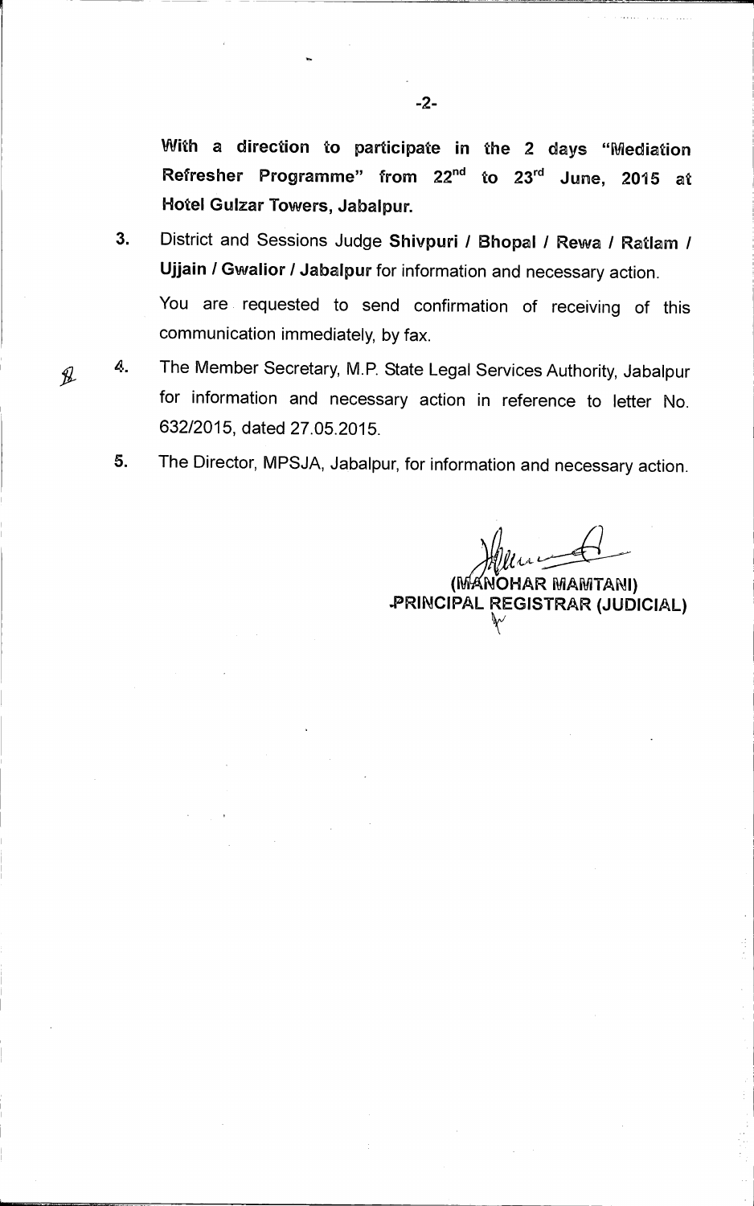**With a direction to participate in the 2 days "Mediation Refresher Programme" from 22nd to 23rd June, 2015 at Hotel Gulzar Towers, Jabalpur.**

3. District and Sessions Judge **Shivpuri / Bhopal / Rewa / Ratlam / Ujjain / Gwalior / Jabalpur** for information and necessary action.

   You are requested to send confirmation of receiving of this communication immediately, by fax.

4. The Member Secretary, M.P. State Legal Services Authority, Jabalpur for information and necessary action in reference to letter No. 632/2015, dated 27.05.2015.

5. The Director, MPSJA, Jabalpur, for information and necessary action.

**(MANOHAR MAMTANI)**
**PRINCIPAL REGISTRAR (JUDICIAL)**